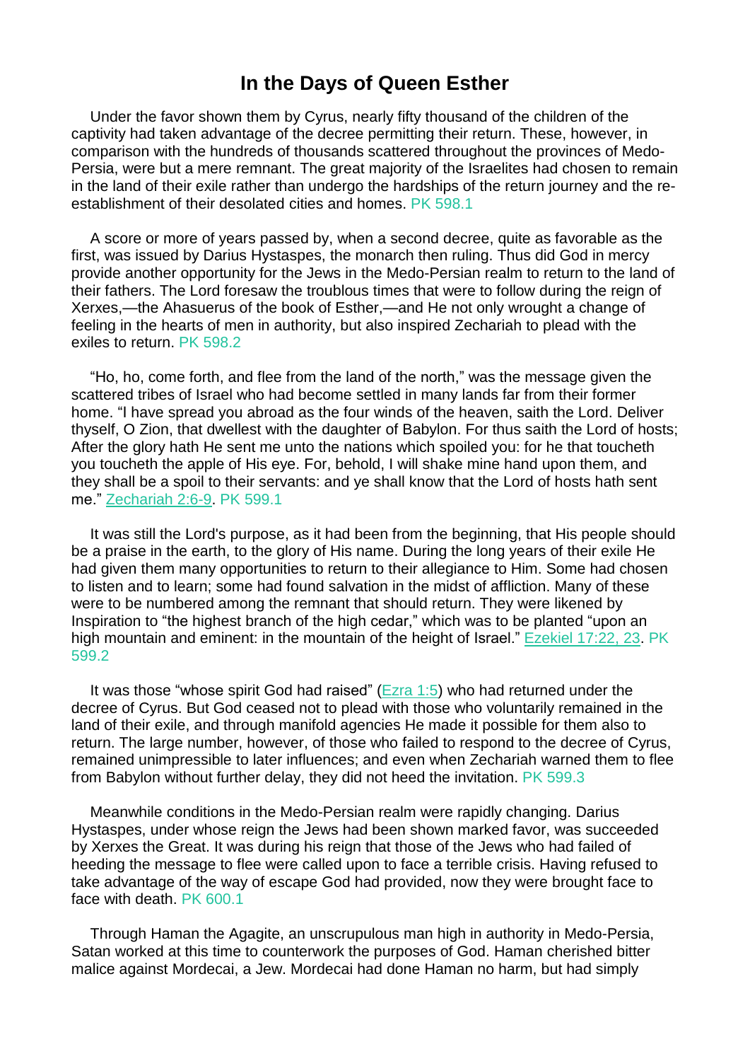# In the Days of Queen Esther

Under the favor shown them by Cyrus, nearly fifty thousand of the children of the captivity had taken advantage of the decree permitting their return. These, however, in comparison with the hundreds of thousands scattered throughout the provinces of Medo-Persia, were but a mere remnant. The great majority of the Israelites had chosen to remain in the land of their exile rather than undergo the hardships of the return journey and the re-establishment of their desolated cities and homes. PK 598.1

A score or more of years passed by, when a second decree, quite as favorable as the first, was issued by Darius Hystaspes, the monarch then ruling. Thus did God in mercy provide another opportunity for the Jews in the Medo-Persian realm to return to the land of their fathers. The Lord foresaw the troublous times that were to follow during the reign of Xerxes,—the Ahasuerus of the book of Esther,—and He not only wrought a change of feeling in the hearts of men in authority, but also inspired Zechariah to plead with the exiles to return. PK 598.2

"Ho, ho, come forth, and flee from the land of the north," was the message given the scattered tribes of Israel who had become settled in many lands far from their former home. "I have spread you abroad as the four winds of the heaven, saith the Lord. Deliver thyself, O Zion, that dwellest with the daughter of Babylon. For thus saith the Lord of hosts; After the glory hath He sent me unto the nations which spoiled you: for he that toucheth you toucheth the apple of His eye. For, behold, I will shake mine hand upon them, and they shall be a spoil to their servants: and ye shall know that the Lord of hosts hath sent me." Zechariah 2:6-9. PK 599.1

It was still the Lord's purpose, as it had been from the beginning, that His people should be a praise in the earth, to the glory of His name. During the long years of their exile He had given them many opportunities to return to their allegiance to Him. Some had chosen to listen and to learn; some had found salvation in the midst of affliction. Many of these were to be numbered among the remnant that should return. They were likened by Inspiration to "the highest branch of the high cedar," which was to be planted "upon an high mountain and eminent: in the mountain of the height of Israel." Ezekiel 17:22, 23. PK 599.2

It was those "whose spirit God had raised" (Ezra 1:5) who had returned under the decree of Cyrus. But God ceased not to plead with those who voluntarily remained in the land of their exile, and through manifold agencies He made it possible for them also to return. The large number, however, of those who failed to respond to the decree of Cyrus, remained unimpressible to later influences; and even when Zechariah warned them to flee from Babylon without further delay, they did not heed the invitation. PK 599.3

Meanwhile conditions in the Medo-Persian realm were rapidly changing. Darius Hystaspes, under whose reign the Jews had been shown marked favor, was succeeded by Xerxes the Great. It was during his reign that those of the Jews who had failed of heeding the message to flee were called upon to face a terrible crisis. Having refused to take advantage of the way of escape God had provided, now they were brought face to face with death. PK 600.1

Through Haman the Agagite, an unscrupulous man high in authority in Medo-Persia, Satan worked at this time to counterwork the purposes of God. Haman cherished bitter malice against Mordecai, a Jew. Mordecai had done Haman no harm, but had simply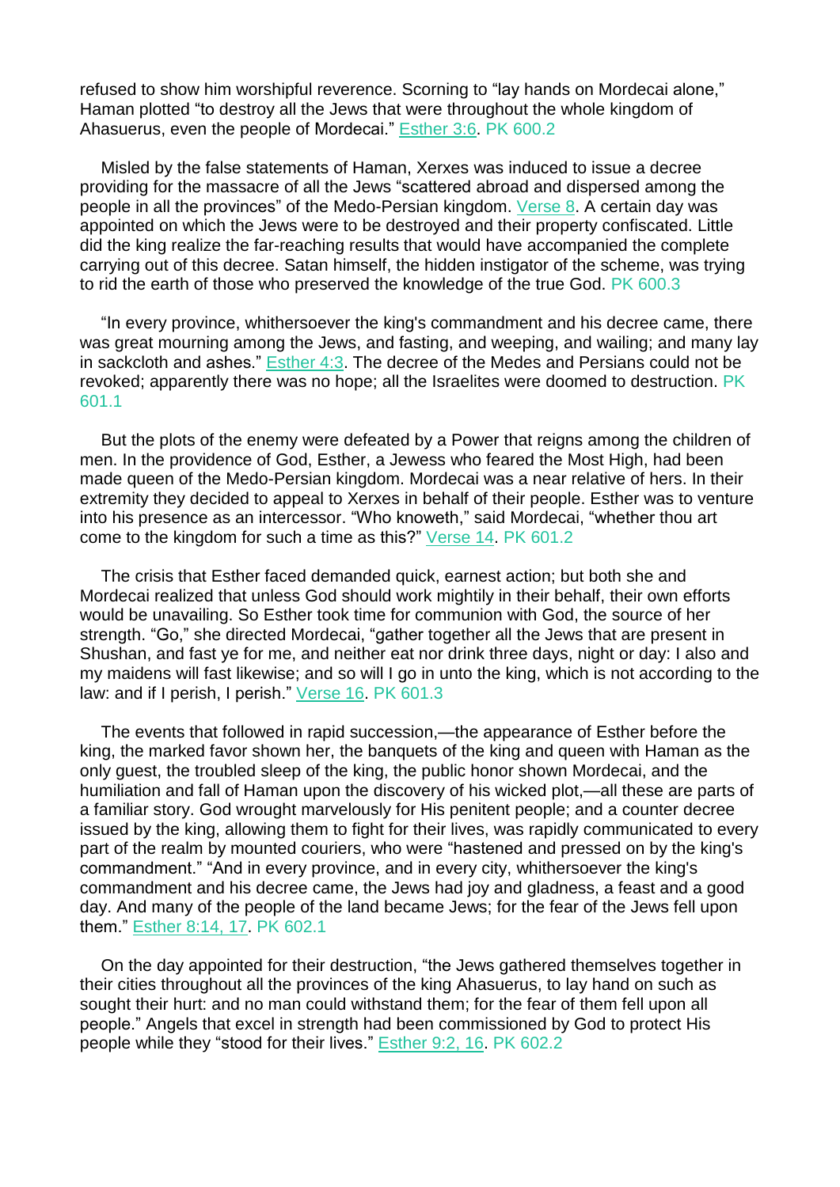refused to show him worshipful reverence. Scorning to "lay hands on Mordecai alone," Haman plotted "to destroy all the Jews that were throughout the whole kingdom of Ahasuerus, even the people of Mordecai." Esther 3:6. PK 600.2

Misled by the false statements of Haman, Xerxes was induced to issue a decree providing for the massacre of all the Jews "scattered abroad and dispersed among the people in all the provinces" of the Medo-Persian kingdom. Verse 8. A certain day was appointed on which the Jews were to be destroyed and their property confiscated. Little did the king realize the far-reaching results that would have accompanied the complete carrying out of this decree. Satan himself, the hidden instigator of the scheme, was trying to rid the earth of those who preserved the knowledge of the true God. PK 600.3

"In every province, whithersoever the king's commandment and his decree came, there was great mourning among the Jews, and fasting, and weeping, and wailing; and many lay in sackcloth and ashes." Esther 4:3. The decree of the Medes and Persians could not be revoked; apparently there was no hope; all the Israelites were doomed to destruction. PK 601.1

But the plots of the enemy were defeated by a Power that reigns among the children of men. In the providence of God, Esther, a Jewess who feared the Most High, had been made queen of the Medo-Persian kingdom. Mordecai was a near relative of hers. In their extremity they decided to appeal to Xerxes in behalf of their people. Esther was to venture into his presence as an intercessor. "Who knoweth," said Mordecai, "whether thou art come to the kingdom for such a time as this?" Verse 14. PK 601.2

The crisis that Esther faced demanded quick, earnest action; but both she and Mordecai realized that unless God should work mightily in their behalf, their own efforts would be unavailing. So Esther took time for communion with God, the source of her strength. "Go," she directed Mordecai, "gather together all the Jews that are present in Shushan, and fast ye for me, and neither eat nor drink three days, night or day: I also and my maidens will fast likewise; and so will I go in unto the king, which is not according to the law: and if I perish, I perish." Verse 16. PK 601.3

The events that followed in rapid succession,—the appearance of Esther before the king, the marked favor shown her, the banquets of the king and queen with Haman as the only guest, the troubled sleep of the king, the public honor shown Mordecai, and the humiliation and fall of Haman upon the discovery of his wicked plot,—all these are parts of a familiar story. God wrought marvelously for His penitent people; and a counter decree issued by the king, allowing them to fight for their lives, was rapidly communicated to every part of the realm by mounted couriers, who were "hastened and pressed on by the king's commandment." "And in every province, and in every city, whithersoever the king's commandment and his decree came, the Jews had joy and gladness, a feast and a good day. And many of the people of the land became Jews; for the fear of the Jews fell upon them." Esther 8:14, 17. PK 602.1

On the day appointed for their destruction, "the Jews gathered themselves together in their cities throughout all the provinces of the king Ahasuerus, to lay hand on such as sought their hurt: and no man could withstand them; for the fear of them fell upon all people." Angels that excel in strength had been commissioned by God to protect His people while they "stood for their lives." Esther 9:2, 16. PK 602.2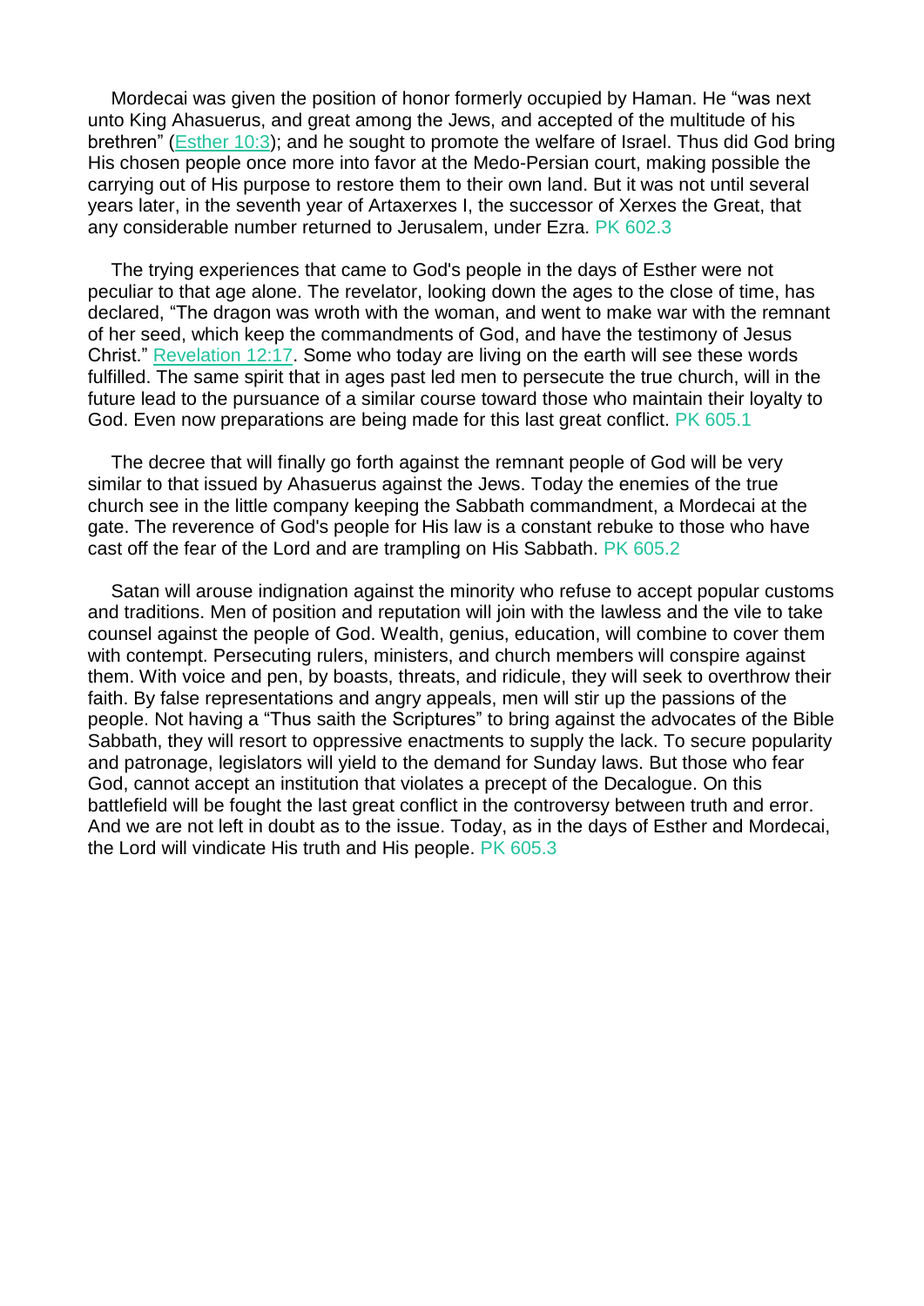Mordecai was given the position of honor formerly occupied by Haman. He “was next unto King Ahasuerus, and great among the Jews, and accepted of the multitude of his brethren” (Esther 10:3); and he sought to promote the welfare of Israel. Thus did God bring His chosen people once more into favor at the Medo-Persian court, making possible the carrying out of His purpose to restore them to their own land. But it was not until several years later, in the seventh year of Artaxerxes I, the successor of Xerxes the Great, that any considerable number returned to Jerusalem, under Ezra. PK 602.3

The trying experiences that came to God's people in the days of Esther were not peculiar to that age alone. The revelator, looking down the ages to the close of time, has declared, “The dragon was wroth with the woman, and went to make war with the remnant of her seed, which keep the commandments of God, and have the testimony of Jesus Christ.” Revelation 12:17. Some who today are living on the earth will see these words fulfilled. The same spirit that in ages past led men to persecute the true church, will in the future lead to the pursuance of a similar course toward those who maintain their loyalty to God. Even now preparations are being made for this last great conflict. PK 605.1

The decree that will finally go forth against the remnant people of God will be very similar to that issued by Ahasuerus against the Jews. Today the enemies of the true church see in the little company keeping the Sabbath commandment, a Mordecai at the gate. The reverence of God's people for His law is a constant rebuke to those who have cast off the fear of the Lord and are trampling on His Sabbath. PK 605.2

Satan will arouse indignation against the minority who refuse to accept popular customs and traditions. Men of position and reputation will join with the lawless and the vile to take counsel against the people of God. Wealth, genius, education, will combine to cover them with contempt. Persecuting rulers, ministers, and church members will conspire against them. With voice and pen, by boasts, threats, and ridicule, they will seek to overthrow their faith. By false representations and angry appeals, men will stir up the passions of the people. Not having a “Thus saith the Scriptures” to bring against the advocates of the Bible Sabbath, they will resort to oppressive enactments to supply the lack. To secure popularity and patronage, legislators will yield to the demand for Sunday laws. But those who fear God, cannot accept an institution that violates a precept of the Decalogue. On this battlefield will be fought the last great conflict in the controversy between truth and error. And we are not left in doubt as to the issue. Today, as in the days of Esther and Mordecai, the Lord will vindicate His truth and His people. PK 605.3